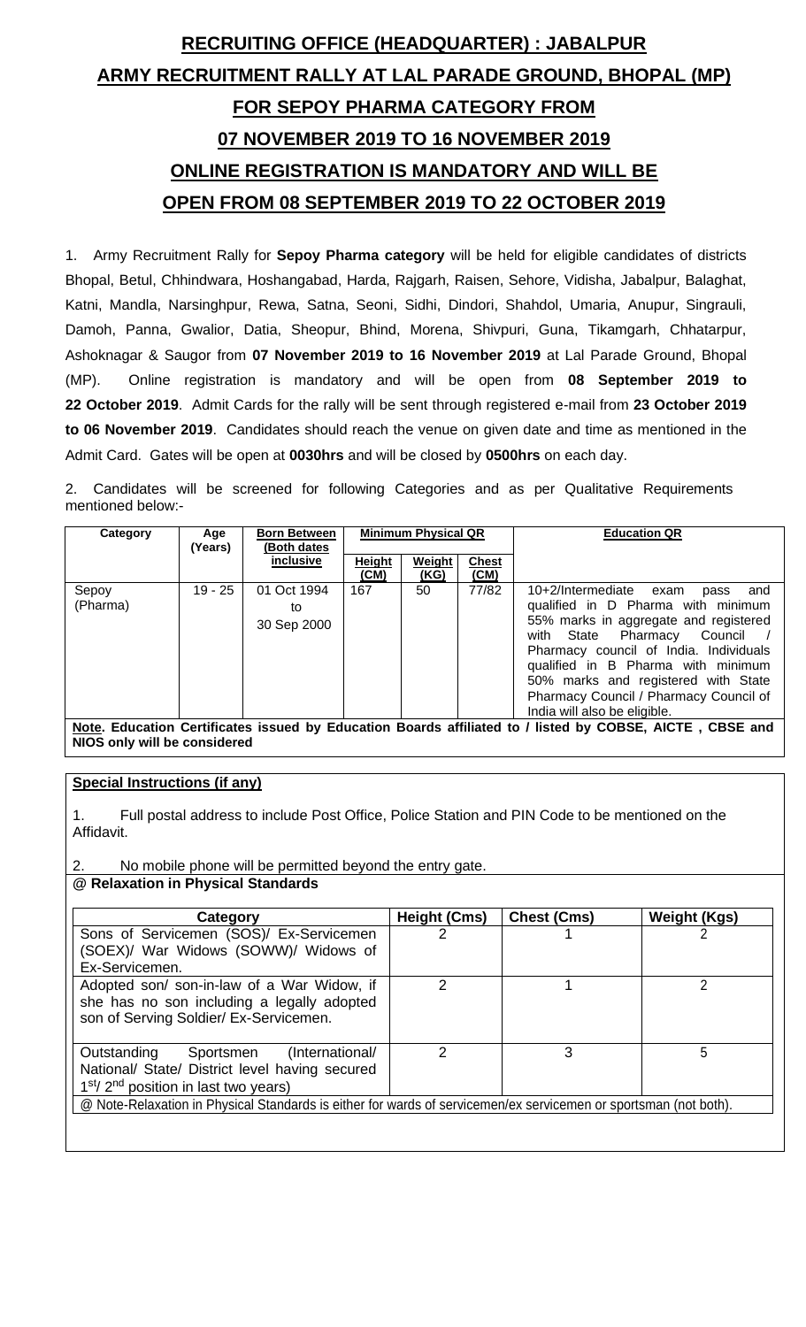# RECRUITING OFFICE (HEADQUARTER) : JABALPUR

# ARMY RECRUITMENT RALLY AT LAL PARADE GROUND, BHOPAL (MP)

# FOR SEPOY PHARMA CATEGORY FROM

# 07 NOVEMBER 2019 TO 16 NOVEMBER 2019

# ONLINE REGISTRATION IS MANDATORY AND WILL BE

# OPEN FROM 08 SEPTEMBER 2019 TO 22 OCTOBER 2019

1. Army Recruitment Rally for **Sepoy Pharma category** will be held for eligible candidates of districts Bhopal, Betul, Chhindwara, Hoshangabad, Harda, Rajgarh, Raisen, Sehore, Vidisha, Jabalpur, Balaghat, Katni, Mandla, Narsinghpur, Rewa, Satna, Seoni, Sidhi, Dindori, Shahdol, Umaria, Anupur, Singrauli, Damoh, Panna, Gwalior, Datia, Sheopur, Bhind, Morena, Shivpuri, Guna, Tikamgarh, Chhatarpur, Ashoknagar & Saugor from **07 November 2019 to 16 November 2019** at Lal Parade Ground, Bhopal (MP). Online registration is mandatory and will be open from **08 September 2019 to 22 October 2019**. Admit Cards for the rally will be sent through registered e-mail from **23 October 2019 to 06 November 2019**. Candidates should reach the venue on given date and time as mentioned in the Admit Card. Gates will be open at **0030hrs** and will be closed by **0500hrs** on each day.

2. Candidates will be screened for following Categories and as per Qualitative Requirements mentioned below:-

| Category | Age (Years) | Born Between (Both dates inclusive) | Minimum Physical QR | | | Education QR |
|---|---|---|---|---|---|---|
| | | | Height (CM) | Weight (KG) | Chest (CM) | |
| Sepoy (Pharma) | 19 - 25 | 01 Oct 1994 to 30 Sep 2000 | 167 | 50 | 77/82 | 10+2/Intermediate exam pass and qualified in D Pharma with minimum 55% marks in aggregate and registered with State Pharmacy Council / Pharmacy council of India. Individuals qualified in B Pharma with minimum 50% marks and registered with State Pharmacy Council / Pharmacy Council of India will also be eligible. |

**Note. Education Certificates issued by Education Boards affiliated to / listed by COBSE, AICTE , CBSE and NIOS only will be considered**

**Special Instructions (if any)**

1. Full postal address to include Post Office, Police Station and PIN Code to be mentioned on the Affidavit.

2. No mobile phone will be permitted beyond the entry gate.

**@ Relaxation in Physical Standards**

| Category | Height (Cms) | Chest (Cms) | Weight (Kgs) |
|---|---|---|---|
| Sons of Servicemen (SOS)/ Ex-Servicemen (SOEX)/ War Widows (SOWW)/ Widows of Ex-Servicemen. | 2 | 1 | 2 |
| Adopted son/ son-in-law of a War Widow, if she has no son including a legally adopted son of Serving Soldier/ Ex-Servicemen. | 2 | 1 | 2 |
| Outstanding Sportsmen (International/ National/ State/ District level having secured 1st/ 2nd position in last two years) | 2 | 3 | 5 |

@ Note-Relaxation in Physical Standards is either for wards of servicemen/ex servicemen or sportsman (not both).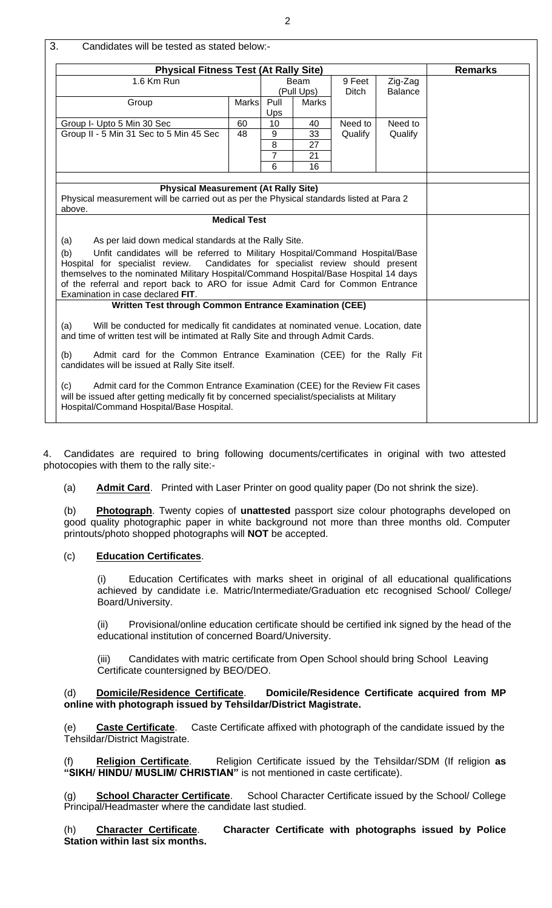3. Candidates will be tested as stated below:-

| Physical Fitness Test (At Rally Site) | | | | | | Remarks |
|---|---|---|---|---|---|---|
| 1.6 Km Run | | Beam (Pull Ups) | | 9 Feet Ditch | Zig-Zag Balance | |
| Group | Marks | Pull Ups | Marks | | | |
| Group I- Upto 5 Min 30 Sec | 60 | 10 | 40 | Need to Qualify | Need to Qualify | |
| Group II - 5 Min 31 Sec to 5 Min 45 Sec | 48 | 9 | 33 | | | |
| | | 8 | 27 | | | |
| | | 7 | 21 | | | |
| | | 6 | 16 | | | |
| **Physical Measurement (At Rally Site)**<br>Physical measurement will be carried out as per the Physical standards listed at Para 2 above. | | | | | | |
| **Medical Test**<br>(a) As per laid down medical standards at the Rally Site.<br>(b) Unfit candidates will be referred to Military Hospital/Command Hospital/Base Hospital for specialist review. Candidates for specialist review should present themselves to the nominated Military Hospital/Command Hospital/Base Hospital 14 days of the referral and report back to ARO for issue Admit Card for Common Entrance Examination in case declared **FIT**. | | | | | | |
| **Written Test through Common Entrance Examination (CEE)**<br>(a) Will be conducted for medically fit candidates at nominated venue. Location, date and time of written test will be intimated at Rally Site and through Admit Cards.<br>(b) Admit card for the Common Entrance Examination (CEE) for the Rally Fit candidates will be issued at Rally Site itself.<br>(c) Admit card for the Common Entrance Examination (CEE) for the Review Fit cases will be issued after getting medically fit by concerned specialist/specialists at Military Hospital/Command Hospital/Base Hospital. | | | | | | |

4. Candidates are required to bring following documents/certificates in original with two attested photocopies with them to the rally site:-

(a) **Admit Card**. Printed with Laser Printer on good quality paper (Do not shrink the size).

(b) **Photograph**. Twenty copies of **unattested** passport size colour photographs developed on good quality photographic paper in white background not more than three months old. Computer printouts/photo shopped photographs will **NOT** be accepted.

(c) **Education Certificates**.

(i) Education Certificates with marks sheet in original of all educational qualifications achieved by candidate i.e. Matric/Intermediate/Graduation etc recognised School/ College/ Board/University.

(ii) Provisional/online education certificate should be certified ink signed by the head of the educational institution of concerned Board/University.

(iii) Candidates with matric certificate from Open School should bring School Leaving Certificate countersigned by BEO/DEO.

(d) **Domicile/Residence Certificate**. **Domicile/Residence Certificate acquired from MP online with photograph issued by Tehsildar/District Magistrate.**

(e) **Caste Certificate**. Caste Certificate affixed with photograph of the candidate issued by the Tehsildar/District Magistrate.

(f) **Religion Certificate**. Religion Certificate issued by the Tehsildar/SDM (If religion **as "SIKH/ HINDU/ MUSLIM/ CHRISTIAN"** is not mentioned in caste certificate).

(g) **School Character Certificate**. School Character Certificate issued by the School/ College Principal/Headmaster where the candidate last studied.

(h) **Character Certificate**. **Character Certificate with photographs issued by Police Station within last six months.**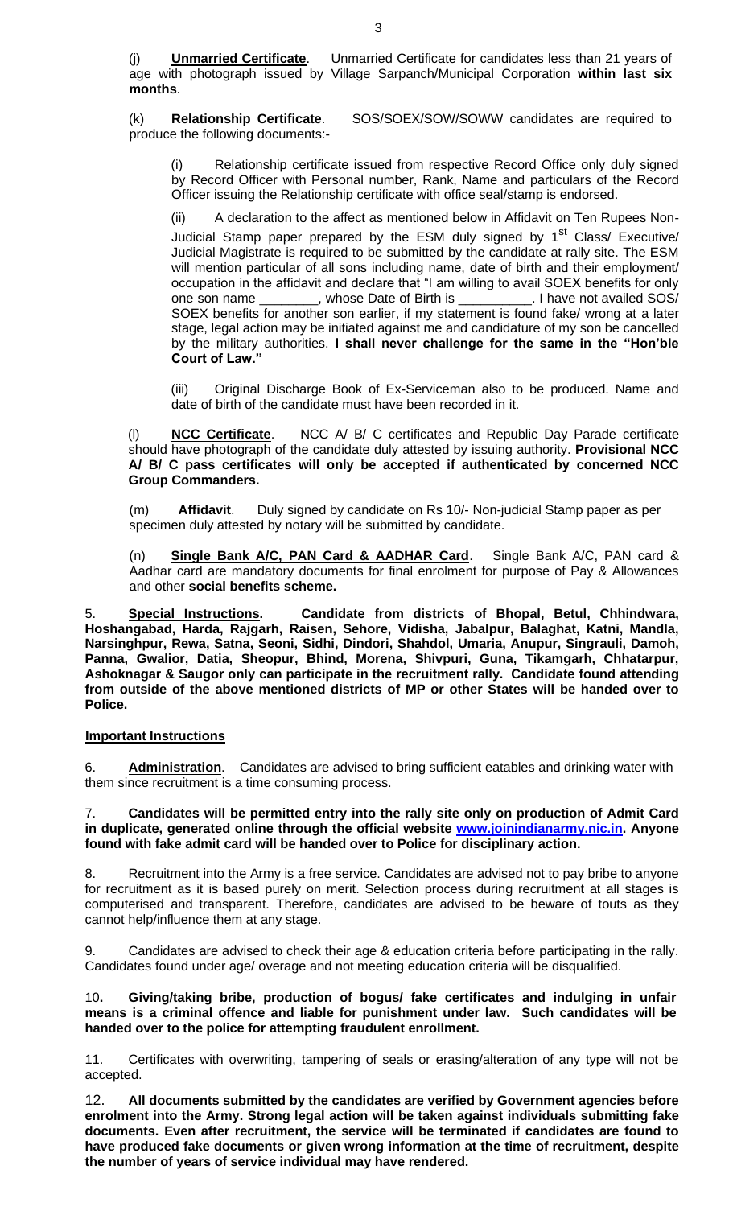(j) **Unmarried Certificate**. Unmarried Certificate for candidates less than 21 years of age with photograph issued by Village Sarpanch/Municipal Corporation **within last six months**.

(k) **Relationship Certificate**. SOS/SOEX/SOW/SOWW candidates are required to produce the following documents:-

(i) Relationship certificate issued from respective Record Office only duly signed by Record Officer with Personal number, Rank, Name and particulars of the Record Officer issuing the Relationship certificate with office seal/stamp is endorsed.

(ii) A declaration to the affect as mentioned below in Affidavit on Ten Rupees Non-Judicial Stamp paper prepared by the ESM duly signed by 1st Class/ Executive/ Judicial Magistrate is required to be submitted by the candidate at rally site. The ESM will mention particular of all sons including name, date of birth and their employment/ occupation in the affidavit and declare that "I am willing to avail SOEX benefits for only one son name ________, whose Date of Birth is __________. I have not availed SOS/ SOEX benefits for another son earlier, if my statement is found fake/ wrong at a later stage, legal action may be initiated against me and candidature of my son be cancelled by the military authorities. **I shall never challenge for the same in the "Hon'ble Court of Law."**

(iii) Original Discharge Book of Ex-Serviceman also to be produced. Name and date of birth of the candidate must have been recorded in it.

(l) **NCC Certificate**. NCC A/ B/ C certificates and Republic Day Parade certificate should have photograph of the candidate duly attested by issuing authority. **Provisional NCC A/ B/ C pass certificates will only be accepted if authenticated by concerned NCC Group Commanders.**

(m) **Affidavit**. Duly signed by candidate on Rs 10/- Non-judicial Stamp paper as per specimen duly attested by notary will be submitted by candidate.

(n) **Single Bank A/C, PAN Card & AADHAR Card**. Single Bank A/C, PAN card & Aadhar card are mandatory documents for final enrolment for purpose of Pay & Allowances and other **social benefits scheme.**

5. **Special Instructions. Candidate from districts of Bhopal, Betul, Chhindwara, Hoshangabad, Harda, Rajgarh, Raisen, Sehore, Vidisha, Jabalpur, Balaghat, Katni, Mandla, Narsinghpur, Rewa, Satna, Seoni, Sidhi, Dindori, Shahdol, Umaria, Anupur, Singrauli, Damoh, Panna, Gwalior, Datia, Sheopur, Bhind, Morena, Shivpuri, Guna, Tikamgarh, Chhatarpur, Ashoknagar & Saugor only can participate in the recruitment rally. Candidate found attending from outside of the above mentioned districts of MP or other States will be handed over to Police.**

**Important Instructions**

6. **Administration**. Candidates are advised to bring sufficient eatables and drinking water with them since recruitment is a time consuming process.

7. **Candidates will be permitted entry into the rally site only on production of Admit Card in duplicate, generated online through the official website www.joinindianarmy.nic.in. Anyone found with fake admit card will be handed over to Police for disciplinary action.**

8. Recruitment into the Army is a free service. Candidates are advised not to pay bribe to anyone for recruitment as it is based purely on merit. Selection process during recruitment at all stages is computerised and transparent. Therefore, candidates are advised to be beware of touts as they cannot help/influence them at any stage.

9. Candidates are advised to check their age & education criteria before participating in the rally. Candidates found under age/ overage and not meeting education criteria will be disqualified.

10. **Giving/taking bribe, production of bogus/ fake certificates and indulging in unfair means is a criminal offence and liable for punishment under law. Such candidates will be handed over to the police for attempting fraudulent enrollment.**

11. Certificates with overwriting, tampering of seals or erasing/alteration of any type will not be accepted.

12. **All documents submitted by the candidates are verified by Government agencies before enrolment into the Army. Strong legal action will be taken against individuals submitting fake documents. Even after recruitment, the service will be terminated if candidates are found to have produced fake documents or given wrong information at the time of recruitment, despite the number of years of service individual may have rendered.**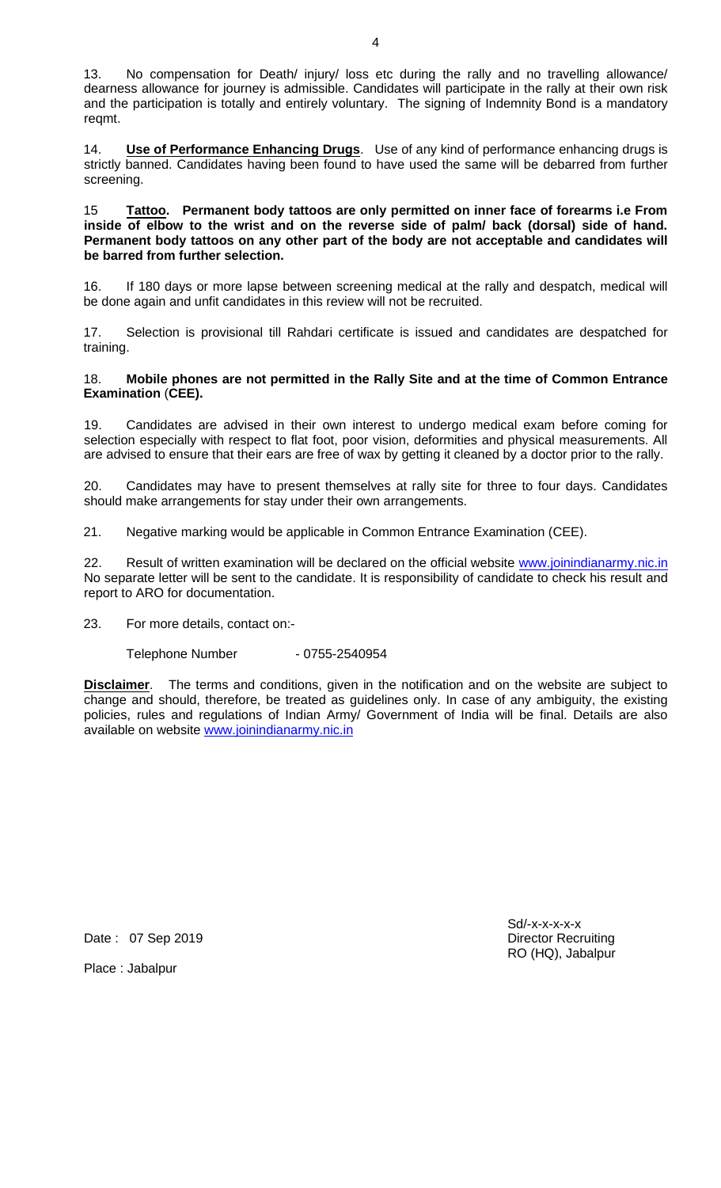13. No compensation for Death/ injury/ loss etc during the rally and no travelling allowance/ dearness allowance for journey is admissible. Candidates will participate in the rally at their own risk and the participation is totally and entirely voluntary. The signing of Indemnity Bond is a mandatory reqmt.

14. **Use of Performance Enhancing Drugs**. Use of any kind of performance enhancing drugs is strictly banned. Candidates having been found to have used the same will be debarred from further screening.

15 **Tattoo. Permanent body tattoos are only permitted on inner face of forearms i.e From inside of elbow to the wrist and on the reverse side of palm/ back (dorsal) side of hand. Permanent body tattoos on any other part of the body are not acceptable and candidates will be barred from further selection.**

16. If 180 days or more lapse between screening medical at the rally and despatch, medical will be done again and unfit candidates in this review will not be recruited.

17. Selection is provisional till Rahdari certificate is issued and candidates are despatched for training.

18. **Mobile phones are not permitted in the Rally Site and at the time of Common Entrance Examination (CEE).**

19. Candidates are advised in their own interest to undergo medical exam before coming for selection especially with respect to flat foot, poor vision, deformities and physical measurements. All are advised to ensure that their ears are free of wax by getting it cleaned by a doctor prior to the rally.

20. Candidates may have to present themselves at rally site for three to four days. Candidates should make arrangements for stay under their own arrangements.

21. Negative marking would be applicable in Common Entrance Examination (CEE).

22. Result of written examination will be declared on the official website www.joinindianarmy.nic.in No separate letter will be sent to the candidate. It is responsibility of candidate to check his result and report to ARO for documentation.

23. For more details, contact on:-

Telephone Number - 0755-2540954

**Disclaimer**. The terms and conditions, given in the notification and on the website are subject to change and should, therefore, be treated as guidelines only. In case of any ambiguity, the existing policies, rules and regulations of Indian Army/ Government of India will be final. Details are also available on website www.joinindianarmy.nic.in

Sd/-x-x-x-x-x
Director Recruiting
RO (HQ), Jabalpur

Date : 07 Sep 2019

Place : Jabalpur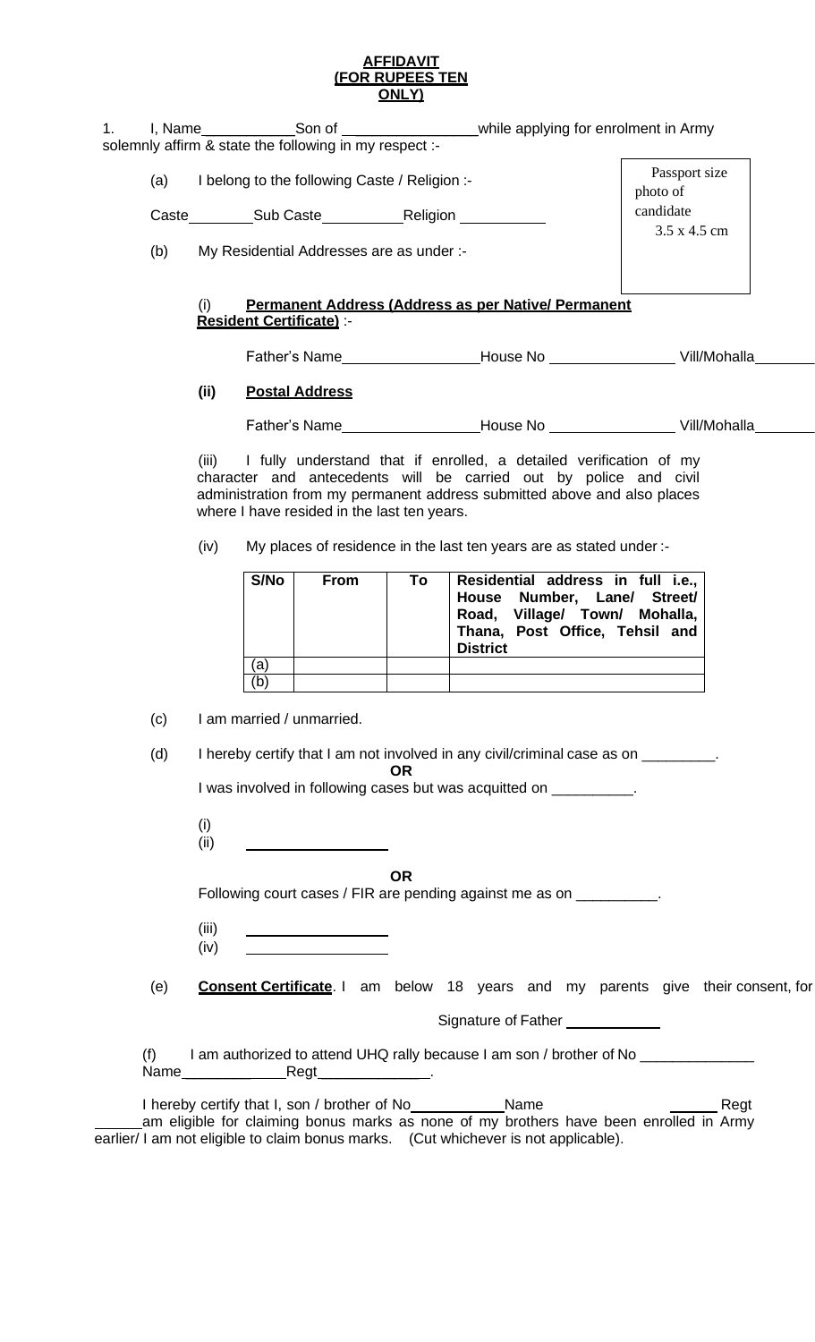# AFFIDAVIT
## (FOR RUPEES TEN ONLY)

1. I, Name\_\_\_\_\_\_\_\_\_\_\_Son of \_\_\_\_\_\_\_\_\_\_\_\_\_\_\_\_while applying for enrolment in Army solemnly affirm & state the following in my respect :-

(a) I belong to the following Caste / Religion :-

Passport size photo of candidate 3.5 x 4.5 cm

Caste\_\_\_\_\_\_\_\_Sub Caste\_\_\_\_\_\_\_\_\_\_Religion \_\_\_\_\_\_\_\_\_\_\_

(b) My Residential Addresses are as under :-

(i) **Permanent Address (Address as per Native/ Permanent Resident Certificate)** :-

Father's Name\_\_\_\_\_\_\_\_\_\_\_\_\_\_\_\_\_House No \_\_\_\_\_\_\_\_\_\_\_\_\_\_\_\_ Vill/Mohalla\_\_\_\_\_\_\_\_

**(ii) Postal Address**

Father's Name\_\_\_\_\_\_\_\_\_\_\_\_\_\_\_\_\_House No \_\_\_\_\_\_\_\_\_\_\_\_\_\_\_\_ Vill/Mohalla\_\_\_\_\_\_\_\_

(iii) I fully understand that if enrolled, a detailed verification of my character and antecedents will be carried out by police and civil administration from my permanent address submitted above and also places where I have resided in the last ten years.

(iv) My places of residence in the last ten years are as stated under :-

| S/No | From | To | Residential address in full i.e., House Number, Lane/ Street/ Road, Village/ Town/ Mohalla, Thana, Post Office, Tehsil and District |
|---|---|---|---|
| (a) | | | |
| (b) | | | |

(c) I am married / unmarried.

(d) I hereby certify that I am not involved in any civil/criminal case as on \_\_\_\_\_\_\_\_\_.

**OR**

I was involved in following cases but was acquitted on \_\_\_\_\_\_\_\_\_\_.

(i)
(ii) \_\_\_\_\_\_\_\_\_\_\_\_\_\_\_\_\_\_

**OR**

Following court cases / FIR are pending against me as on \_\_\_\_\_\_\_\_\_\_.

(iii) \_\_\_\_\_\_\_\_\_\_\_\_\_\_\_\_\_\_
(iv) \_\_\_\_\_\_\_\_\_\_\_\_\_\_\_\_\_\_

(e) **Consent Certificate**. I am below 18 years and my parents give their consent, for

Signature of Father \_\_\_\_\_\_\_\_\_\_\_\_

(f) I am authorized to attend UHQ rally because I am son / brother of No \_\_\_\_\_\_\_\_\_\_\_\_\_\_ Name\_\_\_\_\_\_\_\_\_\_\_\_\_Regt\_\_\_\_\_\_\_\_\_\_\_\_\_.

I hereby certify that I, son / brother of No\_\_\_\_\_\_\_\_\_\_\_\_Name \_\_\_\_\_\_ Regt \_\_\_\_\_\_am eligible for claiming bonus marks as none of my brothers have been enrolled in Army earlier/ I am not eligible to claim bonus marks. (Cut whichever is not applicable).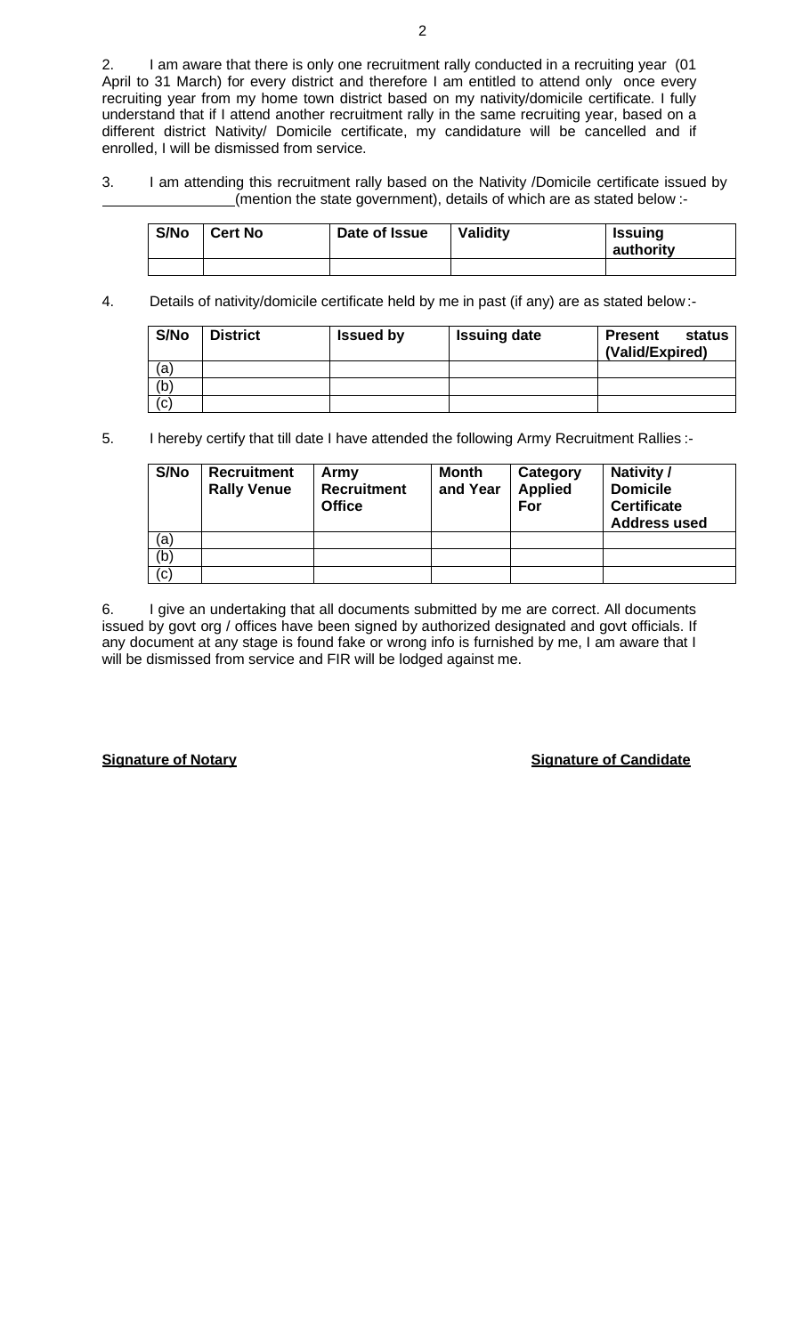2. I am aware that there is only one recruitment rally conducted in a recruiting year (01 April to 31 March) for every district and therefore I am entitled to attend only once every recruiting year from my home town district based on my nativity/domicile certificate. I fully understand that if I attend another recruitment rally in the same recruiting year, based on a different district Nativity/ Domicile certificate, my candidature will be cancelled and if enrolled, I will be dismissed from service.

3. I am attending this recruitment rally based on the Nativity /Domicile certificate issued by ________________(mention the state government), details of which are as stated below :-

| S/No | Cert No | Date of Issue | Validity | Issuing authority |
|---|---|---|---|---|
| | | | | |

4. Details of nativity/domicile certificate held by me in past (if any) are as stated below :-

| S/No | District | Issued by | Issuing date | Present status (Valid/Expired) |
|---|---|---|---|---|
| (a) | | | | |
| (b) | | | | |
| (c) | | | | |

5. I hereby certify that till date I have attended the following Army Recruitment Rallies :-

| S/No | Recruitment Rally Venue | Army Recruitment Office | Month and Year | Category Applied For | Nativity / Domicile Certificate Address used |
|---|---|---|---|---|---|
| (a) | | | | | |
| (b) | | | | | |
| (c) | | | | | |

6. I give an undertaking that all documents submitted by me are correct. All documents issued by govt org / offices have been signed by authorized designated and govt officials. If any document at any stage is found fake or wrong info is furnished by me, I am aware that I will be dismissed from service and FIR will be lodged against me.

**Signature of Notary** **Signature of Candidate**